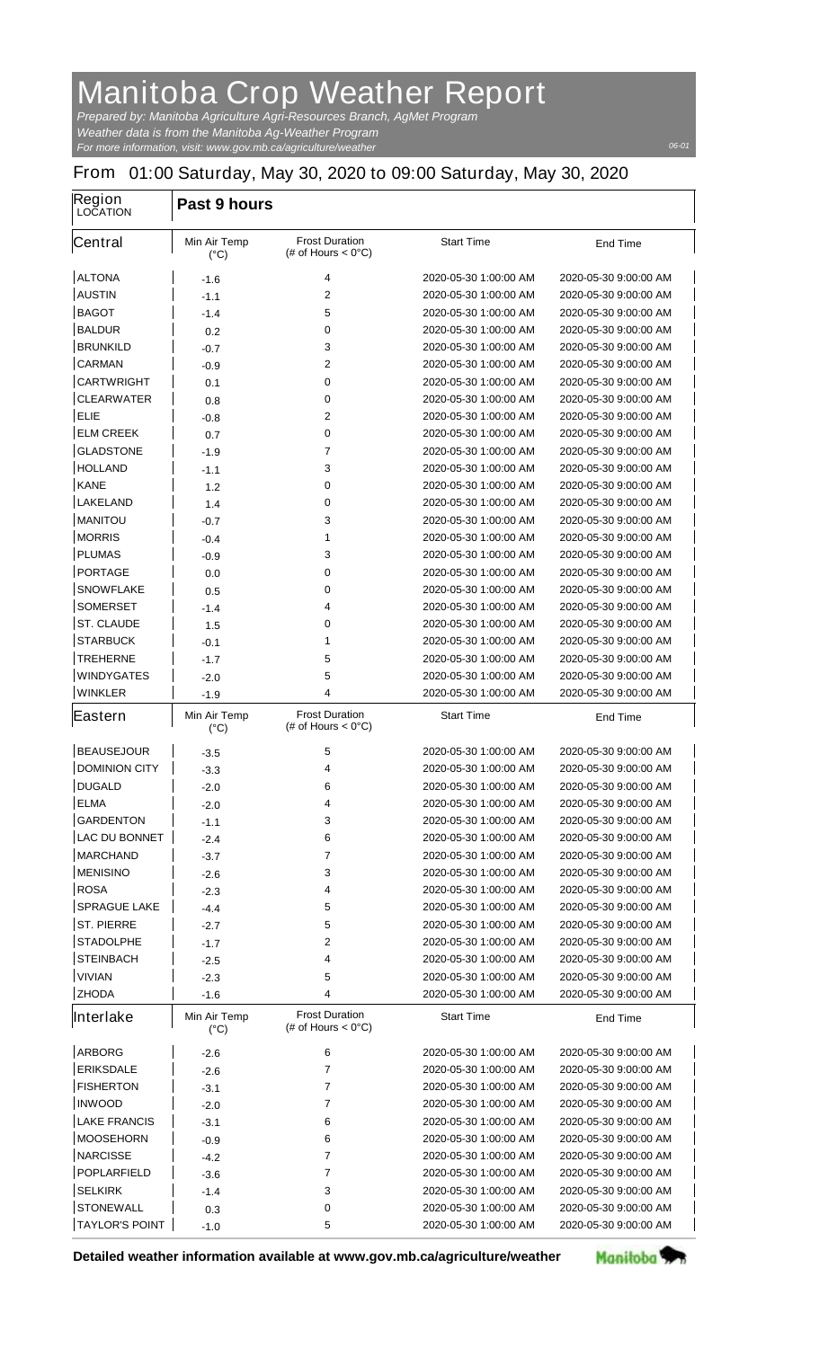# Manitoba Crop Weather Report

*Prepared by: Manitoba Agriculture Agri-Resources Branch, AgMet Program*
*Weather data is from the Manitoba Ag-Weather Program*
*For more information, visit: www.gov.mb.ca/agriculture/weather*

06-01

## From 01:00 Saturday, May 30, 2020 to 09:00 Saturday, May 30, 2020

| Region LOCATION | Past 9 hours | | | |
|---|---|---|---|---|
| **Central** | Min Air Temp (°C) | Frost Duration (# of Hours < 0°C) | Start Time | End Time |
| ALTONA | -1.6 | 4 | 2020-05-30 1:00:00 AM | 2020-05-30 9:00:00 AM |
| AUSTIN | -1.1 | 2 | 2020-05-30 1:00:00 AM | 2020-05-30 9:00:00 AM |
| BAGOT | -1.4 | 5 | 2020-05-30 1:00:00 AM | 2020-05-30 9:00:00 AM |
| BALDUR | 0.2 | 0 | 2020-05-30 1:00:00 AM | 2020-05-30 9:00:00 AM |
| BRUNKILD | -0.7 | 3 | 2020-05-30 1:00:00 AM | 2020-05-30 9:00:00 AM |
| CARMAN | -0.9 | 2 | 2020-05-30 1:00:00 AM | 2020-05-30 9:00:00 AM |
| CARTWRIGHT | 0.1 | 0 | 2020-05-30 1:00:00 AM | 2020-05-30 9:00:00 AM |
| CLEARWATER | 0.8 | 0 | 2020-05-30 1:00:00 AM | 2020-05-30 9:00:00 AM |
| ELIE | -0.8 | 2 | 2020-05-30 1:00:00 AM | 2020-05-30 9:00:00 AM |
| ELM CREEK | 0.7 | 0 | 2020-05-30 1:00:00 AM | 2020-05-30 9:00:00 AM |
| GLADSTONE | -1.9 | 7 | 2020-05-30 1:00:00 AM | 2020-05-30 9:00:00 AM |
| HOLLAND | -1.1 | 3 | 2020-05-30 1:00:00 AM | 2020-05-30 9:00:00 AM |
| KANE | 1.2 | 0 | 2020-05-30 1:00:00 AM | 2020-05-30 9:00:00 AM |
| LAKELAND | 1.4 | 0 | 2020-05-30 1:00:00 AM | 2020-05-30 9:00:00 AM |
| MANITOU | -0.7 | 3 | 2020-05-30 1:00:00 AM | 2020-05-30 9:00:00 AM |
| MORRIS | -0.4 | 1 | 2020-05-30 1:00:00 AM | 2020-05-30 9:00:00 AM |
| PLUMAS | -0.9 | 3 | 2020-05-30 1:00:00 AM | 2020-05-30 9:00:00 AM |
| PORTAGE | 0.0 | 0 | 2020-05-30 1:00:00 AM | 2020-05-30 9:00:00 AM |
| SNOWFLAKE | 0.5 | 0 | 2020-05-30 1:00:00 AM | 2020-05-30 9:00:00 AM |
| SOMERSET | -1.4 | 4 | 2020-05-30 1:00:00 AM | 2020-05-30 9:00:00 AM |
| ST. CLAUDE | 1.5 | 0 | 2020-05-30 1:00:00 AM | 2020-05-30 9:00:00 AM |
| STARBUCK | -0.1 | 1 | 2020-05-30 1:00:00 AM | 2020-05-30 9:00:00 AM |
| TREHERNE | -1.7 | 5 | 2020-05-30 1:00:00 AM | 2020-05-30 9:00:00 AM |
| WINDYGATES | -2.0 | 5 | 2020-05-30 1:00:00 AM | 2020-05-30 9:00:00 AM |
| WINKLER | -1.9 | 4 | 2020-05-30 1:00:00 AM | 2020-05-30 9:00:00 AM |
| **Eastern** | Min Air Temp (°C) | Frost Duration (# of Hours < 0°C) | Start Time | End Time |
| BEAUSEJOUR | -3.5 | 5 | 2020-05-30 1:00:00 AM | 2020-05-30 9:00:00 AM |
| DOMINION CITY | -3.3 | 4 | 2020-05-30 1:00:00 AM | 2020-05-30 9:00:00 AM |
| DUGALD | -2.0 | 6 | 2020-05-30 1:00:00 AM | 2020-05-30 9:00:00 AM |
| ELMA | -2.0 | 4 | 2020-05-30 1:00:00 AM | 2020-05-30 9:00:00 AM |
| GARDENTON | -1.1 | 3 | 2020-05-30 1:00:00 AM | 2020-05-30 9:00:00 AM |
| LAC DU BONNET | -2.4 | 6 | 2020-05-30 1:00:00 AM | 2020-05-30 9:00:00 AM |
| MARCHAND | -3.7 | 7 | 2020-05-30 1:00:00 AM | 2020-05-30 9:00:00 AM |
| MENISINO | -2.6 | 3 | 2020-05-30 1:00:00 AM | 2020-05-30 9:00:00 AM |
| ROSA | -2.3 | 4 | 2020-05-30 1:00:00 AM | 2020-05-30 9:00:00 AM |
| SPRAGUE LAKE | -4.4 | 5 | 2020-05-30 1:00:00 AM | 2020-05-30 9:00:00 AM |
| ST. PIERRE | -2.7 | 5 | 2020-05-30 1:00:00 AM | 2020-05-30 9:00:00 AM |
| STADOLPHE | -1.7 | 2 | 2020-05-30 1:00:00 AM | 2020-05-30 9:00:00 AM |
| STEINBACH | -2.5 | 4 | 2020-05-30 1:00:00 AM | 2020-05-30 9:00:00 AM |
| VIVIAN | -2.3 | 5 | 2020-05-30 1:00:00 AM | 2020-05-30 9:00:00 AM |
| ZHODA | -1.6 | 4 | 2020-05-30 1:00:00 AM | 2020-05-30 9:00:00 AM |
| **Interlake** | Min Air Temp (°C) | Frost Duration (# of Hours < 0°C) | Start Time | End Time |
| ARBORG | -2.6 | 6 | 2020-05-30 1:00:00 AM | 2020-05-30 9:00:00 AM |
| ERIKSDALE | -2.6 | 7 | 2020-05-30 1:00:00 AM | 2020-05-30 9:00:00 AM |
| FISHERTON | -3.1 | 7 | 2020-05-30 1:00:00 AM | 2020-05-30 9:00:00 AM |
| INWOOD | -2.0 | 7 | 2020-05-30 1:00:00 AM | 2020-05-30 9:00:00 AM |
| LAKE FRANCIS | -3.1 | 6 | 2020-05-30 1:00:00 AM | 2020-05-30 9:00:00 AM |
| MOOSEHORN | -0.9 | 6 | 2020-05-30 1:00:00 AM | 2020-05-30 9:00:00 AM |
| NARCISSE | -4.2 | 7 | 2020-05-30 1:00:00 AM | 2020-05-30 9:00:00 AM |
| POPLARFIELD | -3.6 | 7 | 2020-05-30 1:00:00 AM | 2020-05-30 9:00:00 AM |
| SELKIRK | -1.4 | 3 | 2020-05-30 1:00:00 AM | 2020-05-30 9:00:00 AM |
| STONEWALL | 0.3 | 0 | 2020-05-30 1:00:00 AM | 2020-05-30 9:00:00 AM |
| TAYLOR'S POINT | -1.0 | 5 | 2020-05-30 1:00:00 AM | 2020-05-30 9:00:00 AM |

**Detailed weather information available at www.gov.mb.ca/agriculture/weather**

Manitoba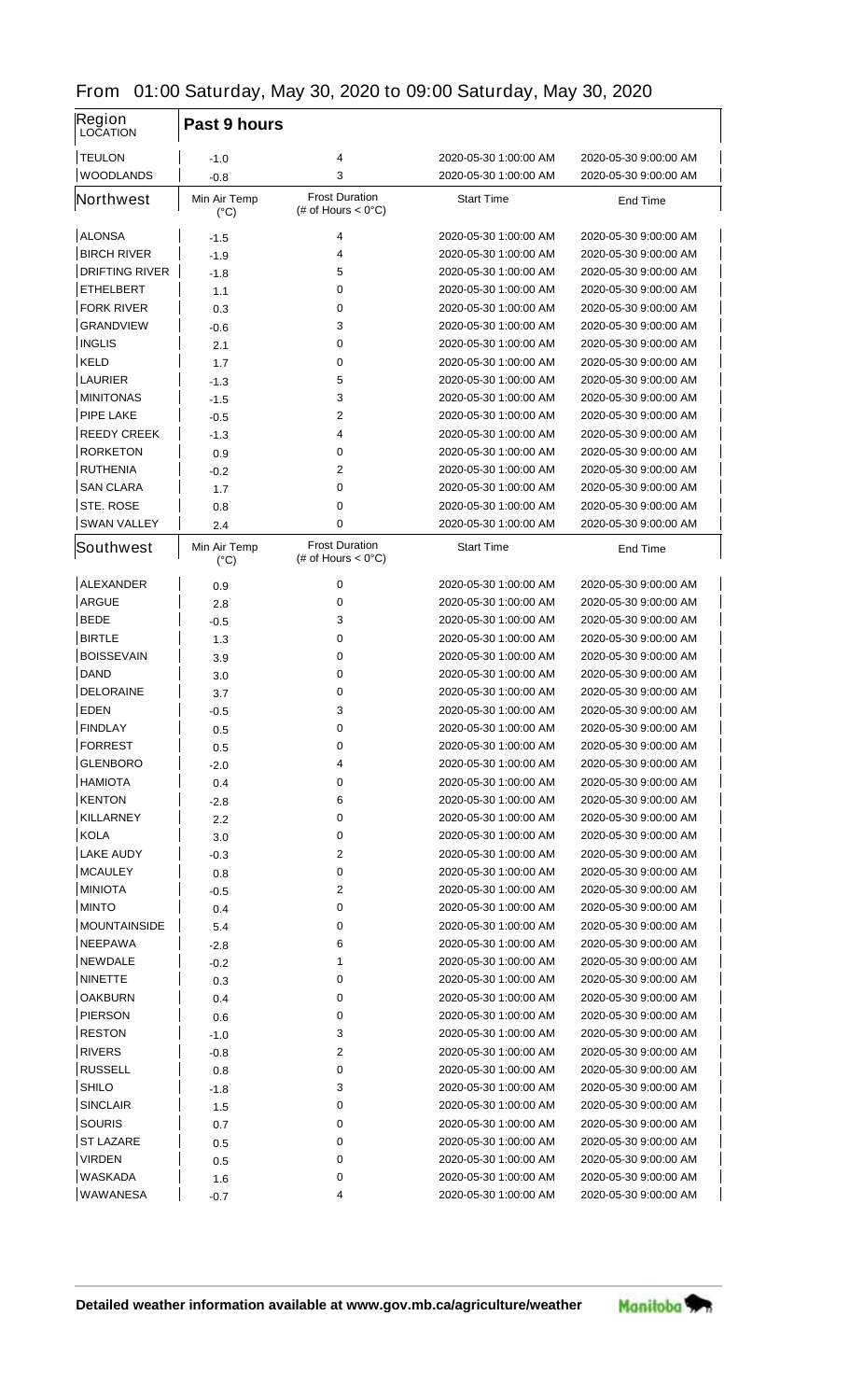## From 01:00 Saturday, May 30, 2020 to 09:00 Saturday, May 30, 2020

| Region LOCATION | Past 9 hours | | | |
|---|---|---|---|---|
| TEULON | -1.0 | 4 | 2020-05-30 1:00:00 AM | 2020-05-30 9:00:00 AM |
| WOODLANDS | -0.8 | 3 | 2020-05-30 1:00:00 AM | 2020-05-30 9:00:00 AM |

| Northwest | Min Air Temp (°C) | Frost Duration (# of Hours < 0°C) | Start Time | End Time |
|---|---|---|---|---|
| ALONSA | -1.5 | 4 | 2020-05-30 1:00:00 AM | 2020-05-30 9:00:00 AM |
| BIRCH RIVER | -1.9 | 4 | 2020-05-30 1:00:00 AM | 2020-05-30 9:00:00 AM |
| DRIFTING RIVER | -1.8 | 5 | 2020-05-30 1:00:00 AM | 2020-05-30 9:00:00 AM |
| ETHELBERT | 1.1 | 0 | 2020-05-30 1:00:00 AM | 2020-05-30 9:00:00 AM |
| FORK RIVER | 0.3 | 0 | 2020-05-30 1:00:00 AM | 2020-05-30 9:00:00 AM |
| GRANDVIEW | -0.6 | 3 | 2020-05-30 1:00:00 AM | 2020-05-30 9:00:00 AM |
| INGLIS | 2.1 | 0 | 2020-05-30 1:00:00 AM | 2020-05-30 9:00:00 AM |
| KELD | 1.7 | 0 | 2020-05-30 1:00:00 AM | 2020-05-30 9:00:00 AM |
| LAURIER | -1.3 | 5 | 2020-05-30 1:00:00 AM | 2020-05-30 9:00:00 AM |
| MINITONAS | -1.5 | 3 | 2020-05-30 1:00:00 AM | 2020-05-30 9:00:00 AM |
| PIPE LAKE | -0.5 | 2 | 2020-05-30 1:00:00 AM | 2020-05-30 9:00:00 AM |
| REEDY CREEK | -1.3 | 4 | 2020-05-30 1:00:00 AM | 2020-05-30 9:00:00 AM |
| RORKETON | 0.9 | 0 | 2020-05-30 1:00:00 AM | 2020-05-30 9:00:00 AM |
| RUTHENIA | -0.2 | 2 | 2020-05-30 1:00:00 AM | 2020-05-30 9:00:00 AM |
| SAN CLARA | 1.7 | 0 | 2020-05-30 1:00:00 AM | 2020-05-30 9:00:00 AM |
| STE. ROSE | 0.8 | 0 | 2020-05-30 1:00:00 AM | 2020-05-30 9:00:00 AM |
| SWAN VALLEY | 2.4 | 0 | 2020-05-30 1:00:00 AM | 2020-05-30 9:00:00 AM |

| Southwest | Min Air Temp (°C) | Frost Duration (# of Hours < 0°C) | Start Time | End Time |
|---|---|---|---|---|
| ALEXANDER | 0.9 | 0 | 2020-05-30 1:00:00 AM | 2020-05-30 9:00:00 AM |
| ARGUE | 2.8 | 0 | 2020-05-30 1:00:00 AM | 2020-05-30 9:00:00 AM |
| BEDE | -0.5 | 3 | 2020-05-30 1:00:00 AM | 2020-05-30 9:00:00 AM |
| BIRTLE | 1.3 | 0 | 2020-05-30 1:00:00 AM | 2020-05-30 9:00:00 AM |
| BOISSEVAIN | 3.9 | 0 | 2020-05-30 1:00:00 AM | 2020-05-30 9:00:00 AM |
| DAND | 3.0 | 0 | 2020-05-30 1:00:00 AM | 2020-05-30 9:00:00 AM |
| DELORAINE | 3.7 | 0 | 2020-05-30 1:00:00 AM | 2020-05-30 9:00:00 AM |
| EDEN | -0.5 | 3 | 2020-05-30 1:00:00 AM | 2020-05-30 9:00:00 AM |
| FINDLAY | 0.5 | 0 | 2020-05-30 1:00:00 AM | 2020-05-30 9:00:00 AM |
| FORREST | 0.5 | 0 | 2020-05-30 1:00:00 AM | 2020-05-30 9:00:00 AM |
| GLENBORO | -2.0 | 4 | 2020-05-30 1:00:00 AM | 2020-05-30 9:00:00 AM |
| HAMIOTA | 0.4 | 0 | 2020-05-30 1:00:00 AM | 2020-05-30 9:00:00 AM |
| KENTON | -2.8 | 6 | 2020-05-30 1:00:00 AM | 2020-05-30 9:00:00 AM |
| KILLARNEY | 2.2 | 0 | 2020-05-30 1:00:00 AM | 2020-05-30 9:00:00 AM |
| KOLA | 3.0 | 0 | 2020-05-30 1:00:00 AM | 2020-05-30 9:00:00 AM |
| LAKE AUDY | -0.3 | 2 | 2020-05-30 1:00:00 AM | 2020-05-30 9:00:00 AM |
| MCAULEY | 0.8 | 0 | 2020-05-30 1:00:00 AM | 2020-05-30 9:00:00 AM |
| MINIOTA | -0.5 | 2 | 2020-05-30 1:00:00 AM | 2020-05-30 9:00:00 AM |
| MINTO | 0.4 | 0 | 2020-05-30 1:00:00 AM | 2020-05-30 9:00:00 AM |
| MOUNTAINSIDE | 5.4 | 0 | 2020-05-30 1:00:00 AM | 2020-05-30 9:00:00 AM |
| NEEPAWA | -2.8 | 6 | 2020-05-30 1:00:00 AM | 2020-05-30 9:00:00 AM |
| NEWDALE | -0.2 | 1 | 2020-05-30 1:00:00 AM | 2020-05-30 9:00:00 AM |
| NINETTE | 0.3 | 0 | 2020-05-30 1:00:00 AM | 2020-05-30 9:00:00 AM |
| OAKBURN | 0.4 | 0 | 2020-05-30 1:00:00 AM | 2020-05-30 9:00:00 AM |
| PIERSON | 0.6 | 0 | 2020-05-30 1:00:00 AM | 2020-05-30 9:00:00 AM |
| RESTON | -1.0 | 3 | 2020-05-30 1:00:00 AM | 2020-05-30 9:00:00 AM |
| RIVERS | -0.8 | 2 | 2020-05-30 1:00:00 AM | 2020-05-30 9:00:00 AM |
| RUSSELL | 0.8 | 0 | 2020-05-30 1:00:00 AM | 2020-05-30 9:00:00 AM |
| SHILO | -1.8 | 3 | 2020-05-30 1:00:00 AM | 2020-05-30 9:00:00 AM |
| SINCLAIR | 1.5 | 0 | 2020-05-30 1:00:00 AM | 2020-05-30 9:00:00 AM |
| SOURIS | 0.7 | 0 | 2020-05-30 1:00:00 AM | 2020-05-30 9:00:00 AM |
| ST LAZARE | 0.5 | 0 | 2020-05-30 1:00:00 AM | 2020-05-30 9:00:00 AM |
| VIRDEN | 0.5 | 0 | 2020-05-30 1:00:00 AM | 2020-05-30 9:00:00 AM |
| WASKADA | 1.6 | 0 | 2020-05-30 1:00:00 AM | 2020-05-30 9:00:00 AM |
| WAWANESA | -0.7 | 4 | 2020-05-30 1:00:00 AM | 2020-05-30 9:00:00 AM |

**Detailed weather information available at www.gov.mb.ca/agriculture/weather**